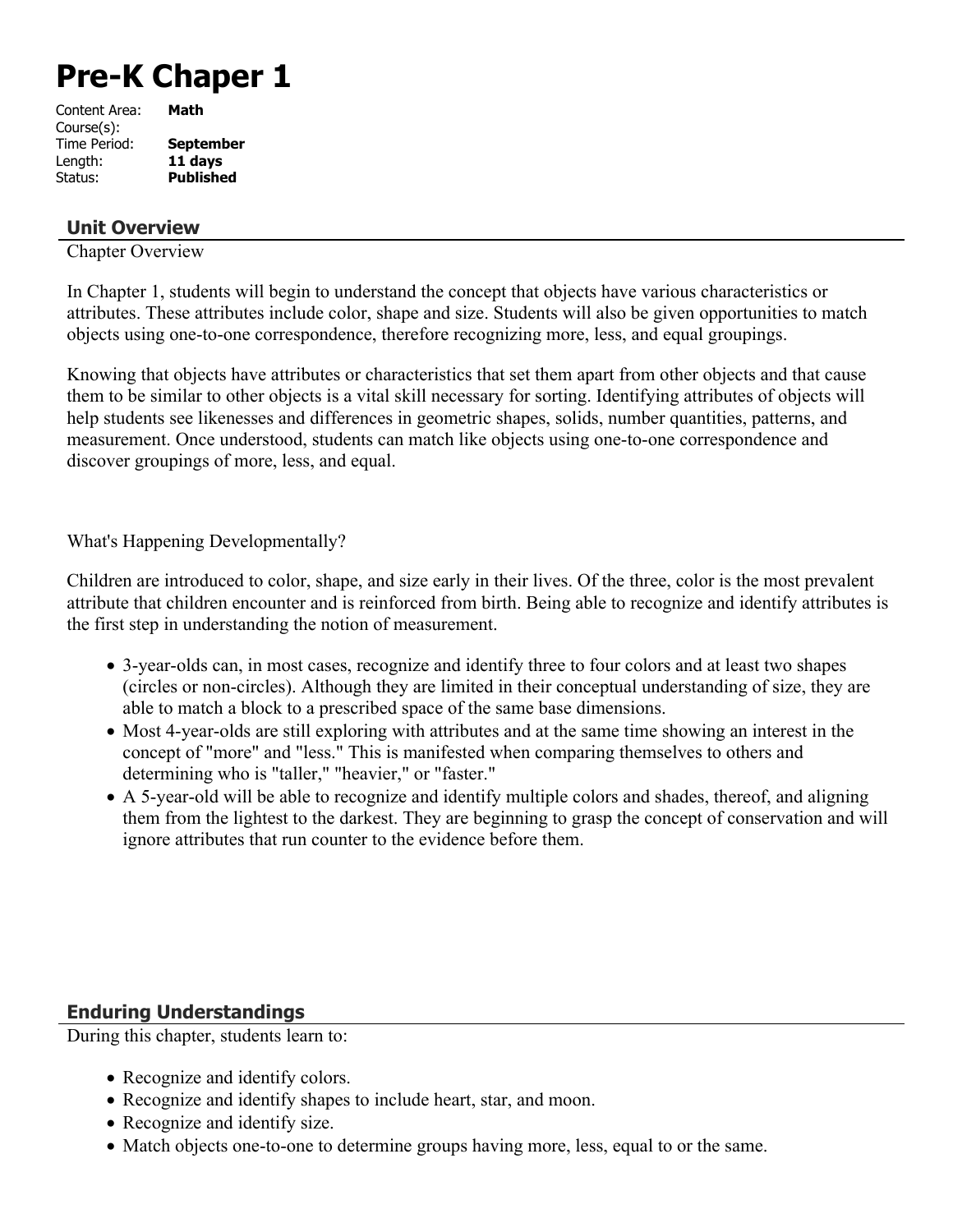# Pre-K Chaper 1

Content Area: **Math**
Course(s):
Time Period: **September**
Length: **11 days**
Status: **Published**

## Unit Overview

Chapter Overview

In Chapter 1, students will begin to understand the concept that objects have various characteristics or attributes. These attributes include color, shape and size. Students will also be given opportunities to match objects using one-to-one correspondence, therefore recognizing more, less, and equal groupings.

Knowing that objects have attributes or characteristics that set them apart from other objects and that cause them to be similar to other objects is a vital skill necessary for sorting. Identifying attributes of objects will help students see likenesses and differences in geometric shapes, solids, number quantities, patterns, and measurement. Once understood, students can match like objects using one-to-one correspondence and discover groupings of more, less, and equal.

What's Happening Developmentally?

Children are introduced to color, shape, and size early in their lives. Of the three, color is the most prevalent attribute that children encounter and is reinforced from birth. Being able to recognize and identify attributes is the first step in understanding the notion of measurement.

- 3-year-olds can, in most cases, recognize and identify three to four colors and at least two shapes (circles or non-circles). Although they are limited in their conceptual understanding of size, they are able to match a block to a prescribed space of the same base dimensions.
- Most 4-year-olds are still exploring with attributes and at the same time showing an interest in the concept of "more" and "less." This is manifested when comparing themselves to others and determining who is "taller," "heavier," or "faster."
- A 5-year-old will be able to recognize and identify multiple colors and shades, thereof, and aligning them from the lightest to the darkest. They are beginning to grasp the concept of conservation and will ignore attributes that run counter to the evidence before them.

## Enduring Understandings

During this chapter, students learn to:

- Recognize and identify colors.
- Recognize and identify shapes to include heart, star, and moon.
- Recognize and identify size.
- Match objects one-to-one to determine groups having more, less, equal to or the same.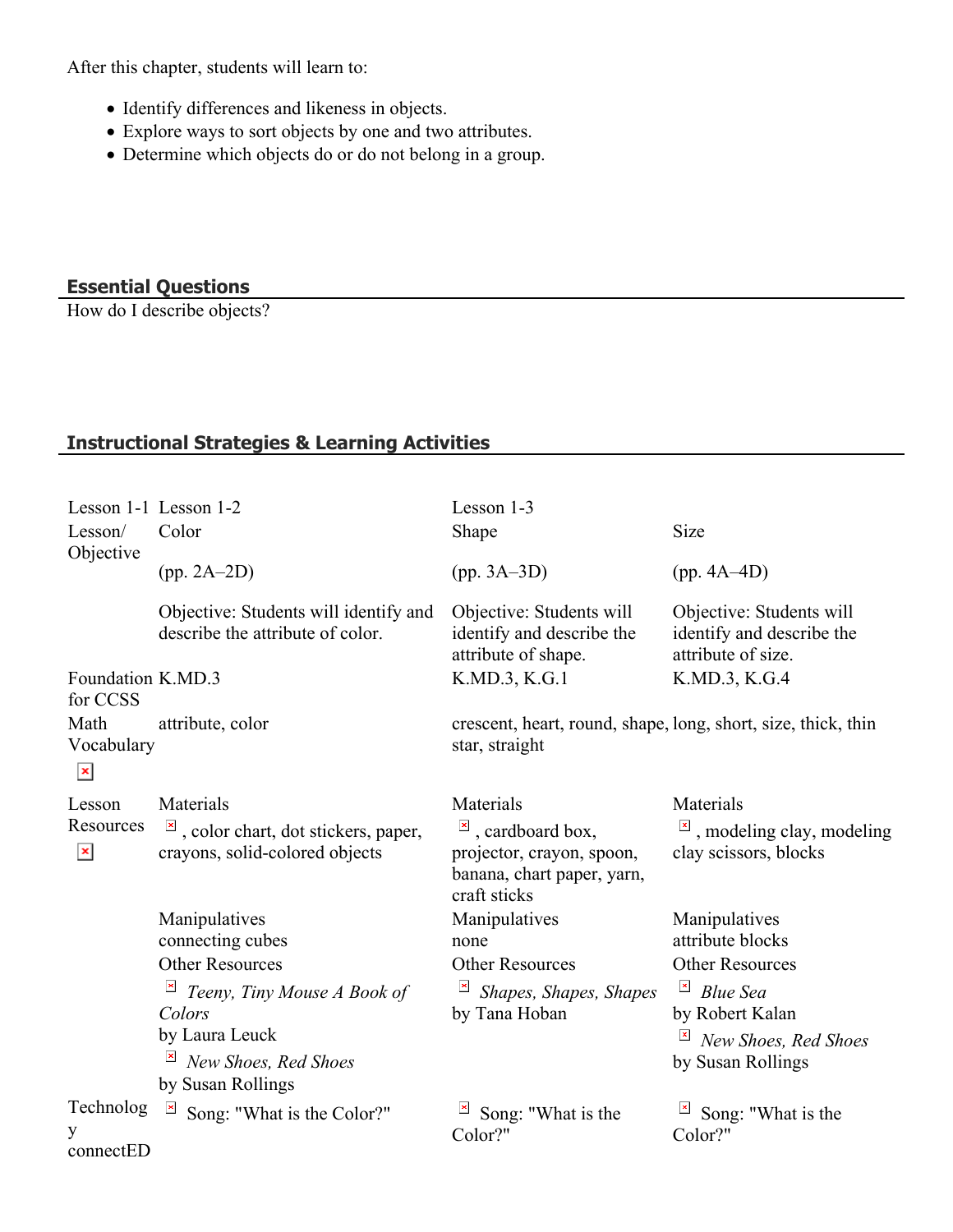After this chapter, students will learn to:

- Identify differences and likeness in objects.
- Explore ways to sort objects by one and two attributes.
- Determine which objects do or do not belong in a group.

## Essential Questions

How do I describe objects?

## Instructional Strategies & Learning Activities

| Lesson 1-1 | Lesson 1-2 | Lesson 1-3 | |
|---|---|---|---|
| Lesson/ Objective | Color<br><br>(pp. 2A–2D)<br><br>Objective: Students will identify and describe the attribute of color. | Shape<br><br>(pp. 3A–3D)<br><br>Objective: Students will identify and describe the attribute of shape. | Size<br><br>(pp. 4A–4D)<br><br>Objective: Students will identify and describe the attribute of size. |
| Foundation for CCSS | K.MD.3 | K.MD.3, K.G.1 | K.MD.3, K.G.4 |
| Math Vocabulary | attribute, color | crescent, heart, round, shape, star, straight | long, short, size, thick, thin |
| Lesson Resources | Materials<br>, color chart, dot stickers, paper, crayons, solid-colored objects<br><br>Manipulatives<br>connecting cubes<br>Other Resources<br>*Teeny, Tiny Mouse A Book of Colors*<br>by Laura Leuck<br>*New Shoes, Red Shoes*<br>by Susan Rollings | Materials<br>, cardboard box, projector, crayon, spoon, banana, chart paper, yarn, craft sticks<br><br>Manipulatives<br>none<br>Other Resources<br>*Shapes, Shapes, Shapes*<br>by Tana Hoban | Materials<br>, modeling clay, modeling clay scissors, blocks<br><br>Manipulatives<br>attribute blocks<br>Other Resources<br>*Blue Sea*<br>by Robert Kalan<br>*New Shoes, Red Shoes*<br>by Susan Rollings |
| Technology connectED | Song: "What is the Color?" | Song: "What is the Color?" | Song: "What is the Color?" |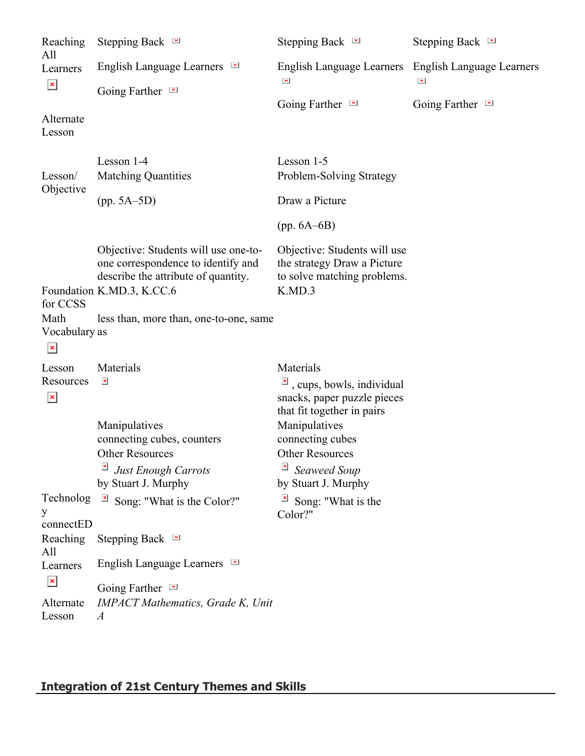| | | | |
|---|---|---|---|
| Reaching All Learners | Stepping Back<br>English Language Learners<br>Going Farther | Stepping Back<br>English Language Learners<br>Going Farther | Stepping Back<br>English Language Learners<br>Going Farther |
| Alternate Lesson | | | |
| Lesson/ Objective | Lesson 1-4<br>Matching Quantities<br>(pp. 5A–5D) | Lesson 1-5<br>Problem-Solving Strategy<br>Draw a Picture<br>(pp. 6A–6B) | |
| | Objective: Students will use one-to-one correspondence to identify and describe the attribute of quantity. | Objective: Students will use the strategy Draw a Picture to solve matching problems. | |
| Foundation for CCSS | K.MD.3, K.CC.6 | K.MD.3 | |
| Math Vocabulary | less than, more than, one-to-one, same as | | |
| Lesson Resources | Materials | Materials<br>, cups, bowls, individual snacks, paper puzzle pieces that fit together in pairs | |
| | Manipulatives<br>connecting cubes, counters | Manipulatives<br>connecting cubes | |
| | Other Resources<br>*Just Enough Carrots* by Stuart J. Murphy | Other Resources<br>*Seaweed Soup* by Stuart J. Murphy | |
| Technology connectED | Song: "What is the Color?" | Song: "What is the Color?" | |
| Reaching All Learners | Stepping Back<br>English Language Learners<br>Going Farther | | |
| Alternate Lesson | *IMPACT Mathematics, Grade K, Unit A* | | |

## Integration of 21st Century Themes and Skills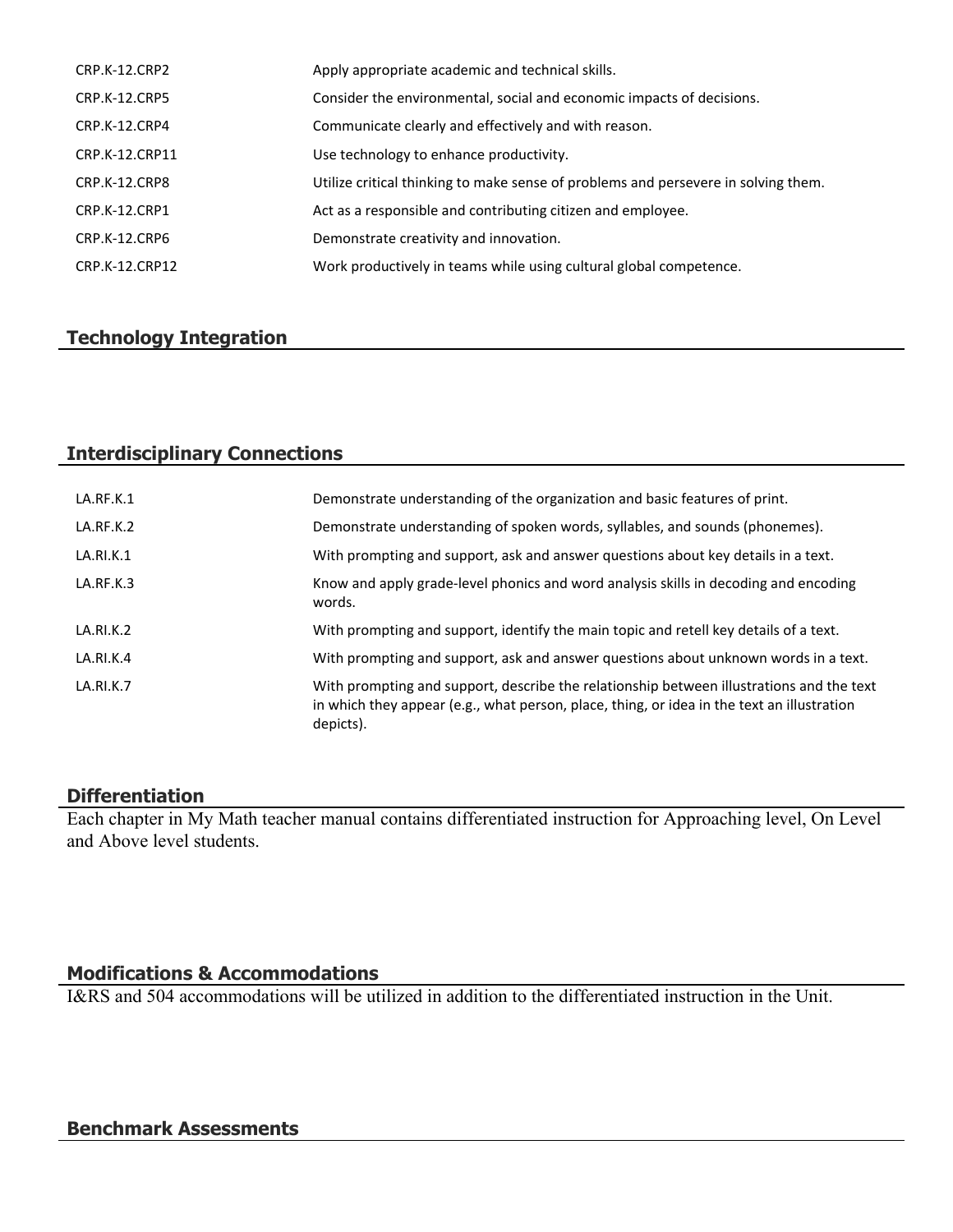| | |
|---|---|
| CRP.K-12.CRP2 | Apply appropriate academic and technical skills. |
| CRP.K-12.CRP5 | Consider the environmental, social and economic impacts of decisions. |
| CRP.K-12.CRP4 | Communicate clearly and effectively and with reason. |
| CRP.K-12.CRP11 | Use technology to enhance productivity. |
| CRP.K-12.CRP8 | Utilize critical thinking to make sense of problems and persevere in solving them. |
| CRP.K-12.CRP1 | Act as a responsible and contributing citizen and employee. |
| CRP.K-12.CRP6 | Demonstrate creativity and innovation. |
| CRP.K-12.CRP12 | Work productively in teams while using cultural global competence. |

## Technology Integration

## Interdisciplinary Connections

| | |
|---|---|
| LA.RF.K.1 | Demonstrate understanding of the organization and basic features of print. |
| LA.RF.K.2 | Demonstrate understanding of spoken words, syllables, and sounds (phonemes). |
| LA.RI.K.1 | With prompting and support, ask and answer questions about key details in a text. |
| LA.RF.K.3 | Know and apply grade-level phonics and word analysis skills in decoding and encoding words. |
| LA.RI.K.2 | With prompting and support, identify the main topic and retell key details of a text. |
| LA.RI.K.4 | With prompting and support, ask and answer questions about unknown words in a text. |
| LA.RI.K.7 | With prompting and support, describe the relationship between illustrations and the text in which they appear (e.g., what person, place, thing, or idea in the text an illustration depicts). |

## Differentiation

Each chapter in My Math teacher manual contains differentiated instruction for Approaching level, On Level and Above level students.

## Modifications & Accommodations

I&RS and 504 accommodations will be utilized in addition to the differentiated instruction in the Unit.

## Benchmark Assessments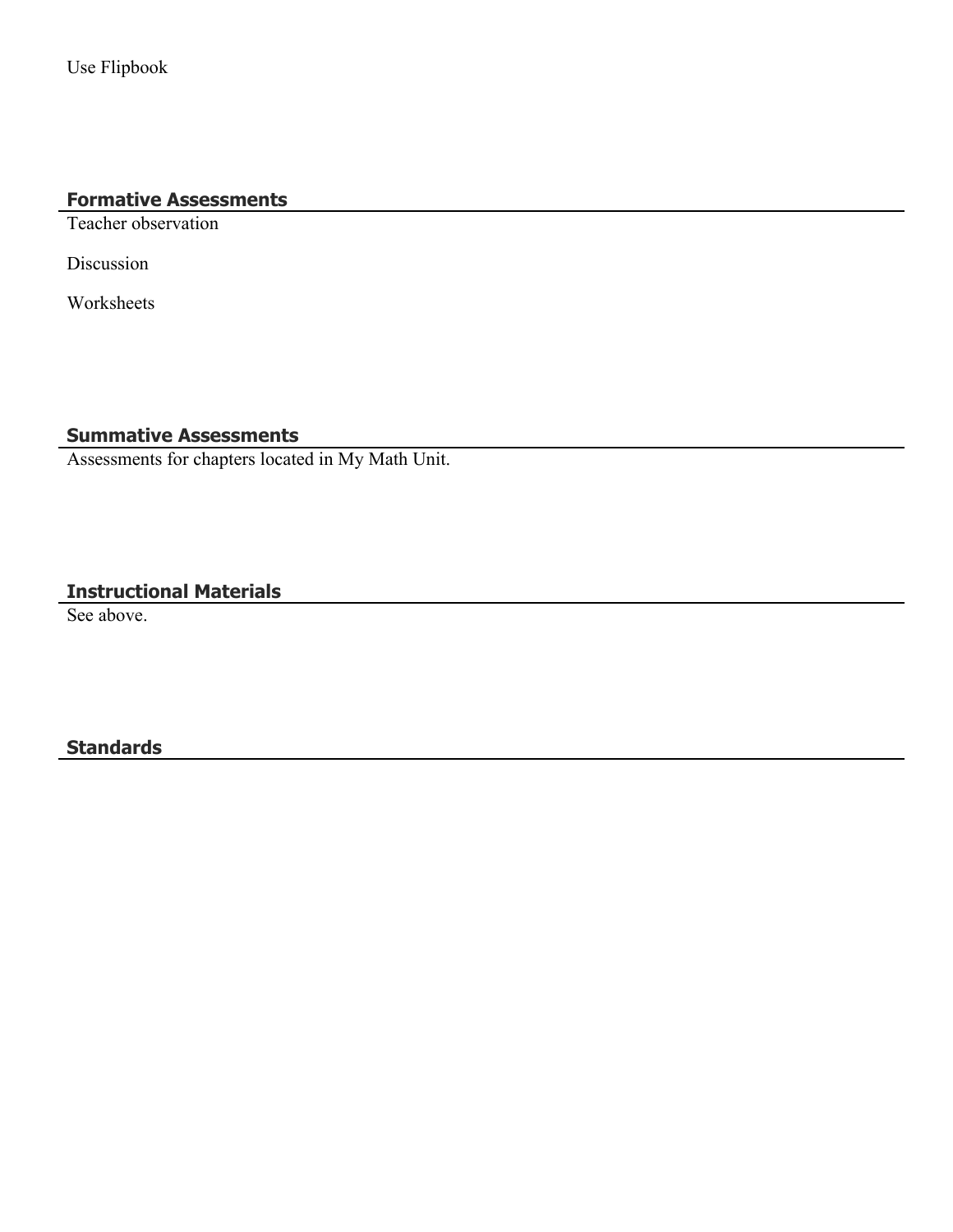Use Flipbook

## Formative Assessments

Teacher observation

Discussion

Worksheets

## Summative Assessments

Assessments for chapters located in My Math Unit.

## Instructional Materials

See above.

## Standards